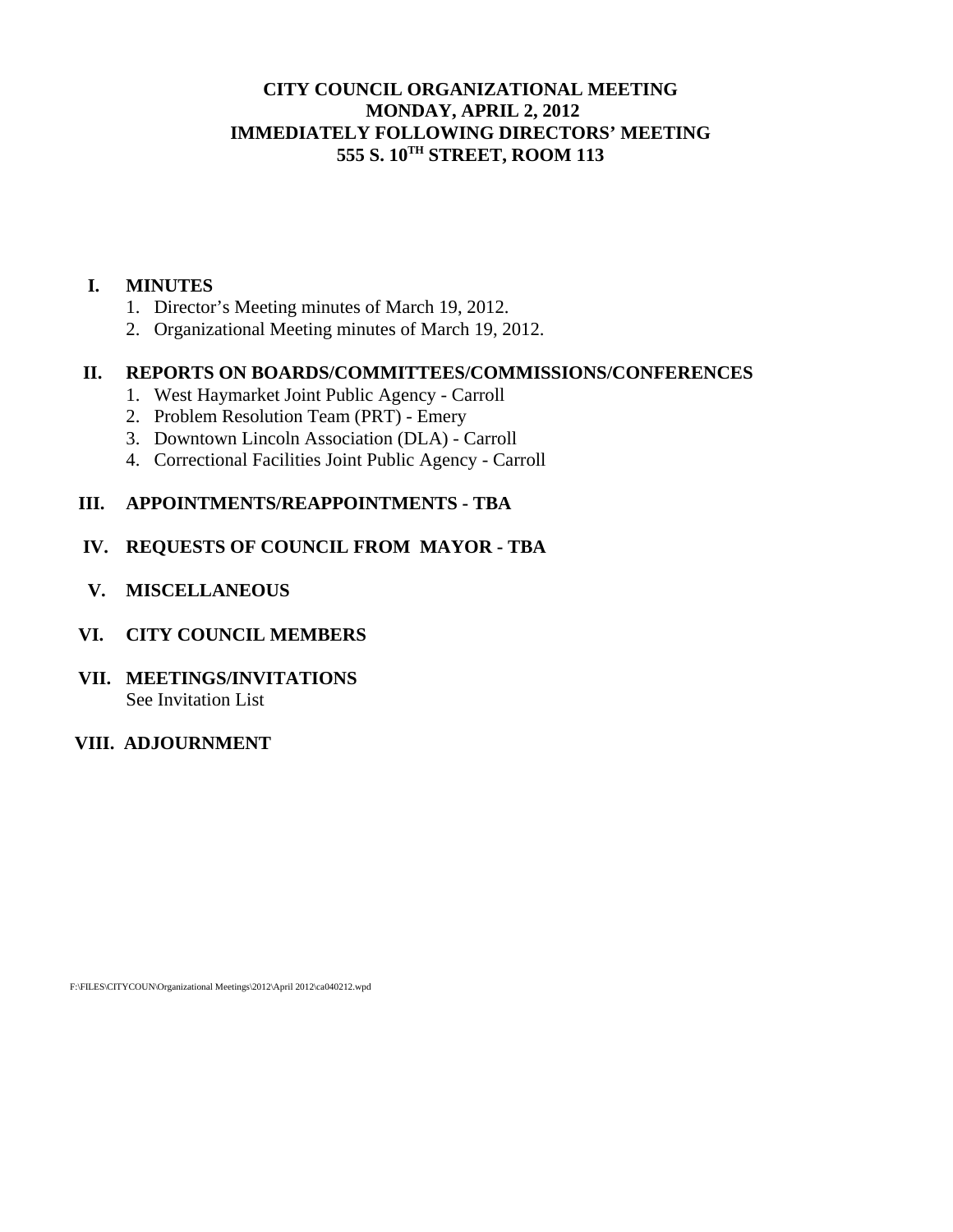# CITY COUNCIL ORGANIZATIONAL MEETING
# MONDAY, APRIL 2, 2012
# IMMEDIATELY FOLLOWING DIRECTORS' MEETING
# 555 S. 10TH STREET, ROOM 113

**I. MINUTES**

1. Director's Meeting minutes of March 19, 2012.
2. Organizational Meeting minutes of March 19, 2012.

**II. REPORTS ON BOARDS/COMMITTEES/COMMISSIONS/CONFERENCES**

1. West Haymarket Joint Public Agency - Carroll
2. Problem Resolution Team (PRT) - Emery
3. Downtown Lincoln Association (DLA) - Carroll
4. Correctional Facilities Joint Public Agency - Carroll

**III. APPOINTMENTS/REAPPOINTMENTS - TBA**

**IV. REQUESTS OF COUNCIL FROM MAYOR - TBA**

**V. MISCELLANEOUS**

**VI. CITY COUNCIL MEMBERS**

**VII. MEETINGS/INVITATIONS**

See Invitation List

**VIII. ADJOURNMENT**

F:\FILES\CITYCOUN\Organizational Meetings\2012\April 2012\ca040212.wpd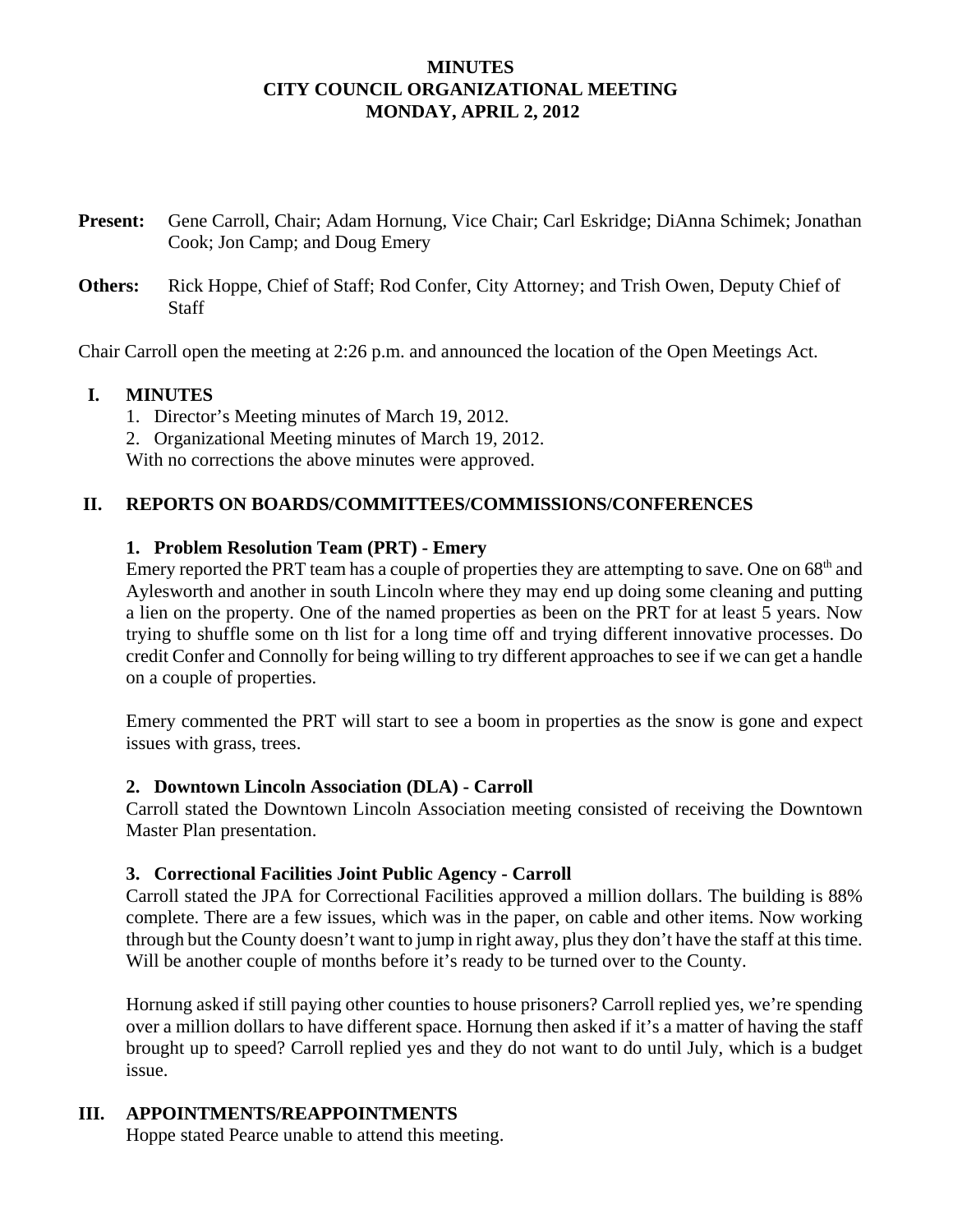**MINUTES**
**CITY COUNCIL ORGANIZATIONAL MEETING**
**MONDAY, APRIL 2, 2012**

**Present:** Gene Carroll, Chair; Adam Hornung, Vice Chair; Carl Eskridge; DiAnna Schimek; Jonathan Cook; Jon Camp; and Doug Emery

**Others:** Rick Hoppe, Chief of Staff; Rod Confer, City Attorney; and Trish Owen, Deputy Chief of Staff

Chair Carroll open the meeting at 2:26 p.m. and announced the location of the Open Meetings Act.

## I. MINUTES

1. Director's Meeting minutes of March 19, 2012.
2. Organizational Meeting minutes of March 19, 2012.

With no corrections the above minutes were approved.

## II. REPORTS ON BOARDS/COMMITTEES/COMMISSIONS/CONFERENCES

### 1. Problem Resolution Team (PRT) - Emery

Emery reported the PRT team has a couple of properties they are attempting to save. One on 68th and Aylesworth and another in south Lincoln where they may end up doing some cleaning and putting a lien on the property. One of the named properties as been on the PRT for at least 5 years. Now trying to shuffle some on th list for a long time off and trying different innovative processes. Do credit Confer and Connolly for being willing to try different approaches to see if we can get a handle on a couple of properties.

Emery commented the PRT will start to see a boom in properties as the snow is gone and expect issues with grass, trees.

### 2. Downtown Lincoln Association (DLA) - Carroll

Carroll stated the Downtown Lincoln Association meeting consisted of receiving the Downtown Master Plan presentation.

### 3. Correctional Facilities Joint Public Agency - Carroll

Carroll stated the JPA for Correctional Facilities approved a million dollars. The building is 88% complete. There are a few issues, which was in the paper, on cable and other items. Now working through but the County doesn't want to jump in right away, plus they don't have the staff at this time. Will be another couple of months before it's ready to be turned over to the County.

Hornung asked if still paying other counties to house prisoners? Carroll replied yes, we're spending over a million dollars to have different space. Hornung then asked if it's a matter of having the staff brought up to speed? Carroll replied yes and they do not want to do until July, which is a budget issue.

## III. APPOINTMENTS/REAPPOINTMENTS

Hoppe stated Pearce unable to attend this meeting.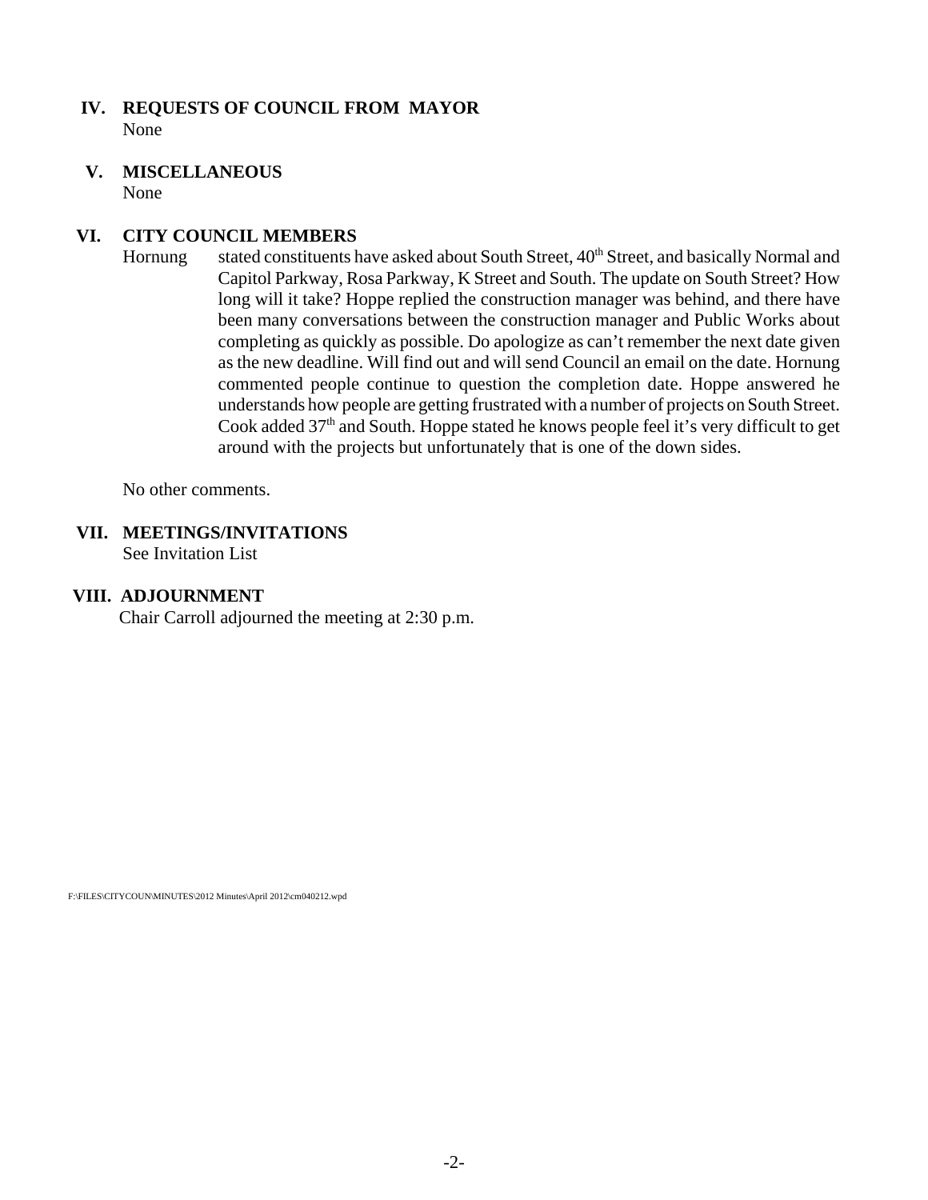## IV. REQUESTS OF COUNCIL FROM MAYOR

None

## V. MISCELLANEOUS

None

## VI. CITY COUNCIL MEMBERS

Hornung stated constituents have asked about South Street, 40th Street, and basically Normal and Capitol Parkway, Rosa Parkway, K Street and South. The update on South Street? How long will it take? Hoppe replied the construction manager was behind, and there have been many conversations between the construction manager and Public Works about completing as quickly as possible. Do apologize as can't remember the next date given as the new deadline. Will find out and will send Council an email on the date. Hornung commented people continue to question the completion date. Hoppe answered he understands how people are getting frustrated with a number of projects on South Street. Cook added 37th and South. Hoppe stated he knows people feel it's very difficult to get around with the projects but unfortunately that is one of the down sides.

No other comments.

## VII. MEETINGS/INVITATIONS

See Invitation List

## VIII. ADJOURNMENT

Chair Carroll adjourned the meeting at 2:30 p.m.

F:\FILES\CITYCOUN\MINUTES\2012 Minutes\April 2012\cm040212.wpd